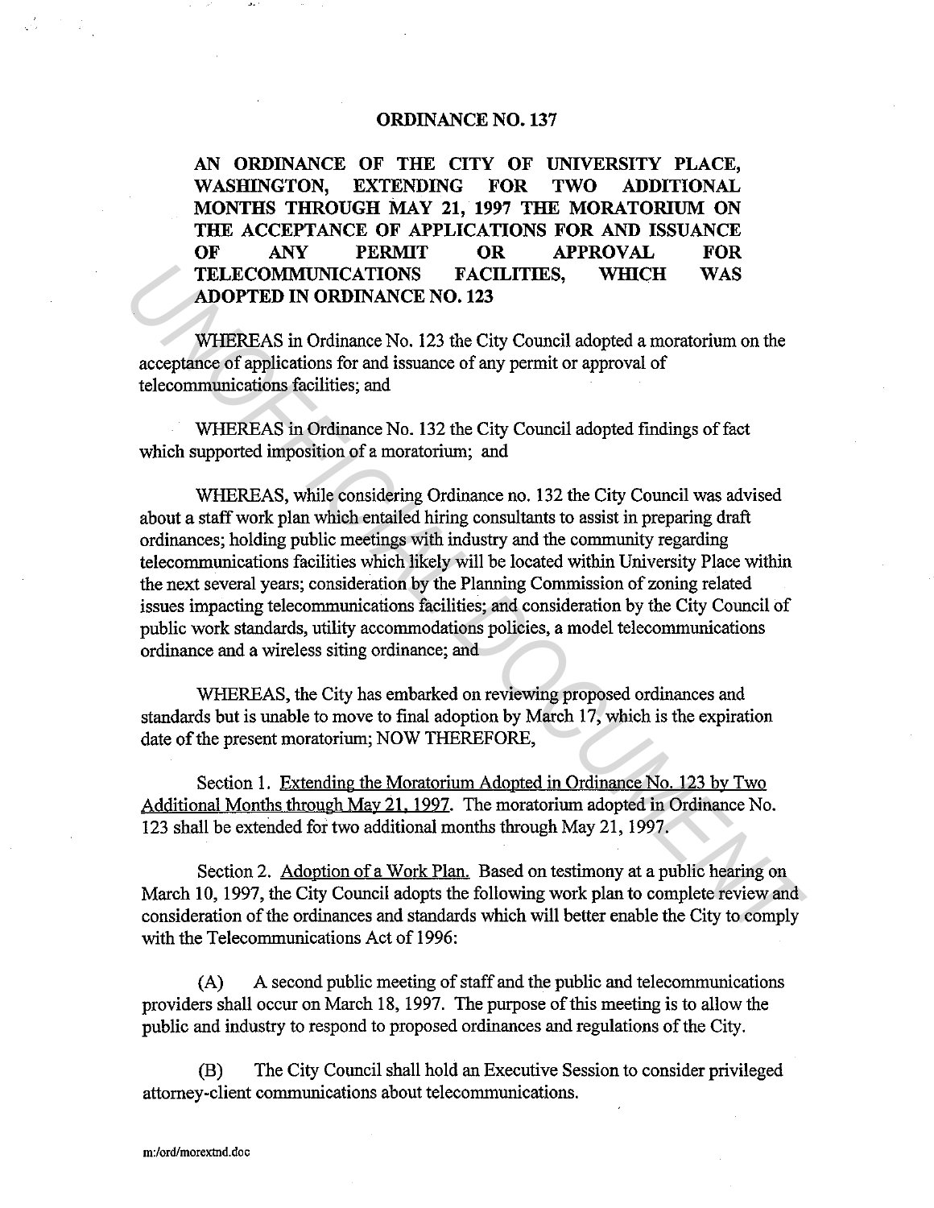# ORDINANCE NO. 137

**AN ORDINANCE OF THE CITY OF UNIVERSITY PLACE, WASHINGTON, EXTENDING FOR TWO ADDITIONAL MONTHS THROUGH MAY 21, 1997 THE MORATORIUM ON THE ACCEPTANCE OF APPLICATIONS FOR AND ISSUANCE OF ANY PERMIT OR APPROVAL FOR TELECOMMUNICATIONS FACILITIES, WHICH WAS ADOPTED IN ORDINANCE NO. 123**

WHEREAS in Ordinance No. 123 the City Council adopted a moratorium on the acceptance of applications for and issuance of any permit or approval of telecommunications facilities; and

WHEREAS in Ordinance No. 132 the City Council adopted findings of fact which supported imposition of a moratorium; and

WHEREAS, while considering Ordinance no. 132 the City Council was advised about a staff work plan which entailed hiring consultants to assist in preparing draft ordinances; holding public meetings with industry and the community regarding telecommunications facilities which likely will be located within University Place within the next several years; consideration by the Planning Commission of zoning related issues impacting telecommunications facilities; and consideration by the City Council of public work standards, utility accommodations policies, a model telecommunications ordinance and a wireless siting ordinance; and

WHEREAS, the City has embarked on reviewing proposed ordinances and standards but is unable to move to final adoption by March 17, which is the expiration date of the present moratorium; NOW THEREFORE,

Section 1. Extending the Moratorium Adopted in Ordinance No. 123 by Two Additional Months through May 21, 1997. The moratorium adopted in Ordinance No. 123 shall be extended for two additional months through May 21, 1997.

Section 2. Adoption of a Work Plan. Based on testimony at a public hearing on March 10, 1997, the City Council adopts the following work plan to complete review and consideration of the ordinances and standards which will better enable the City to comply with the Telecommunications Act of 1996:

(A) A second public meeting of staff and the public and telecommunications providers shall occur on March 18, 1997. The purpose of this meeting is to allow the public and industry to respond to proposed ordinances and regulations of the City.

(B) The City Council shall hold an Executive Session to consider privileged attorney-client communications about telecommunications.

m:/ord/morextnd.doc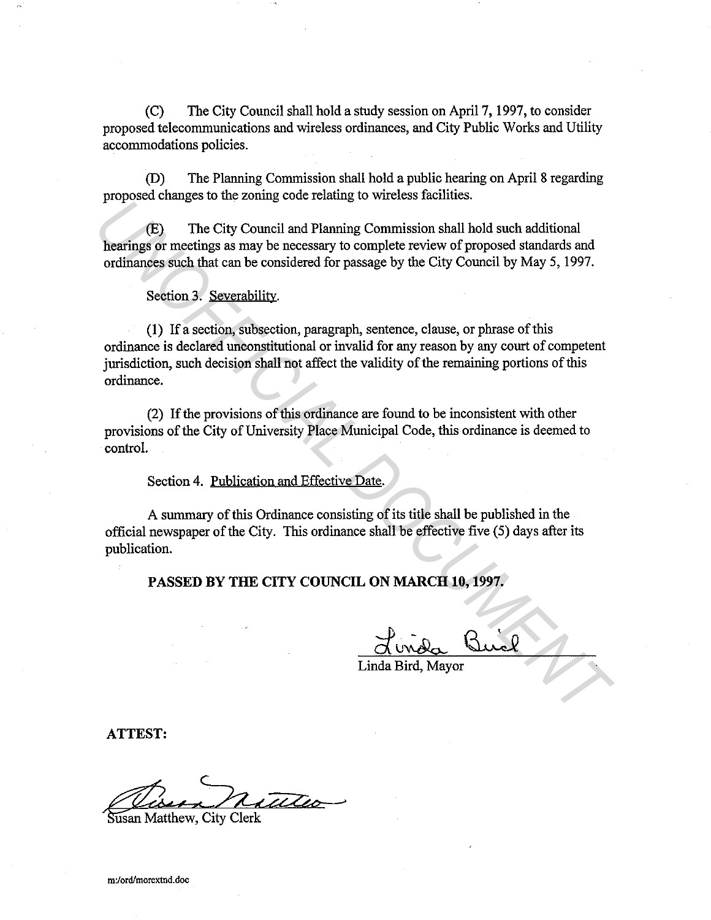(C) The City Council shall hold a study session on April 7, 1997, to consider proposed telecommunications and wireless ordinances, and City Public Works and Utility accommodations policies.

(D) The Planning Commission shall hold a public hearing on April 8 regarding proposed changes to the zoning code relating to wireless facilities.

(E) The City Council and Planning Commission shall hold such additional hearings or meetings as may be necessary to complete review of proposed standards and ordinances such that can be considered for passage by the City Council by May 5, 1997.

Section 3. Severability.

(1) If a section, subsection, paragraph, sentence, clause, or phrase of this ordinance is declared unconstitutional or invalid for any reason by any court of competent jurisdiction, such decision shall not affect the validity of the remaining portions of this ordinance.

(2) If the provisions of this ordinance are found to be inconsistent with other provisions of the City of University Place Municipal Code, this ordinance is deemed to control.

Section 4. Publication and Effective Date.

A summary of this Ordinance consisting of its title shall be published in the official newspaper of the City. This ordinance shall be effective five (5) days after its publication.

**PASSED BY THE CITY COUNCIL ON MARCH 10, 1997.**

Linda Bird, Mayor

**ATTEST:**

Susan Matthew, City Clerk

m:/ord/morextnd.doc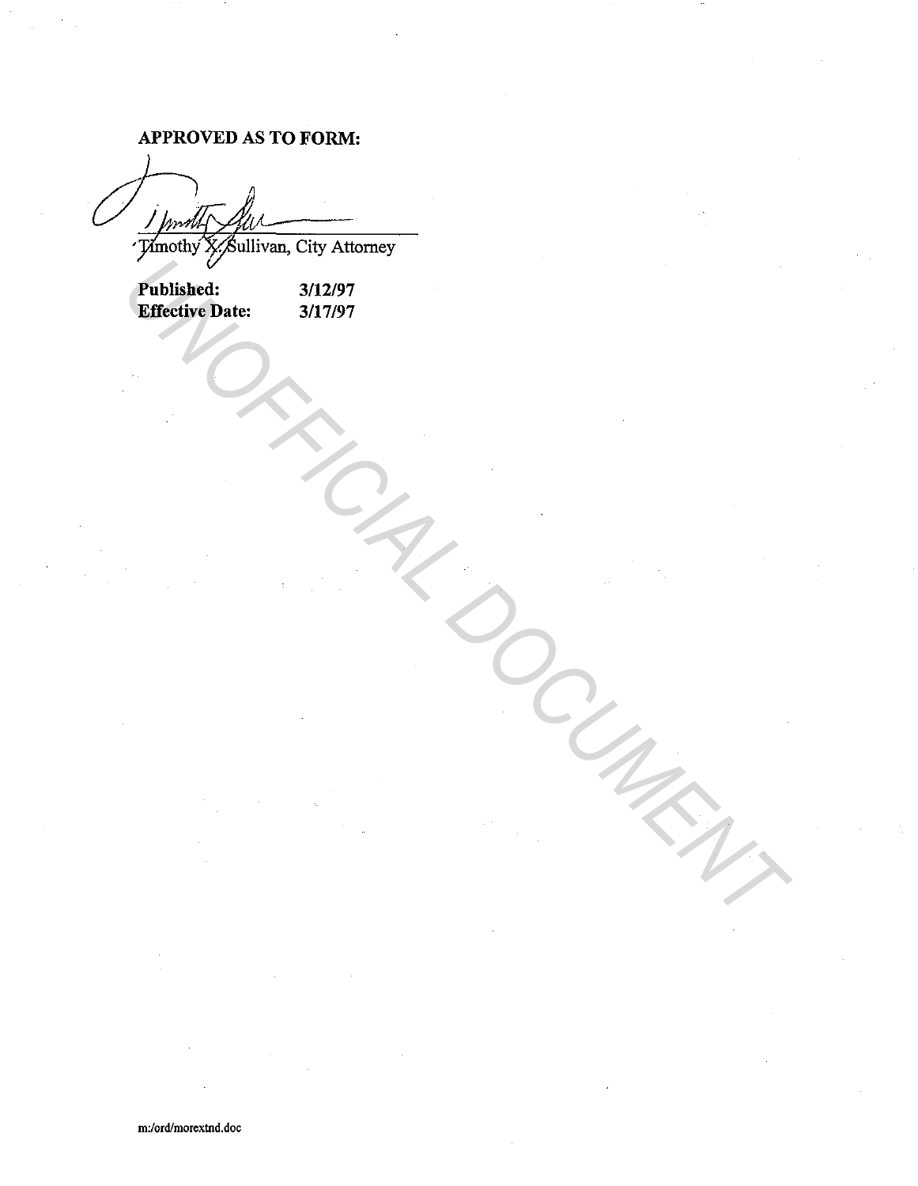**APPROVED AS TO FORM:**

Timothy X. Sullivan, City Attorney

| | |
|---|---|
| **Published:** | **3/12/97** |
| **Effective Date:** | **3/17/97** |

m:/ord/morextnd.doc